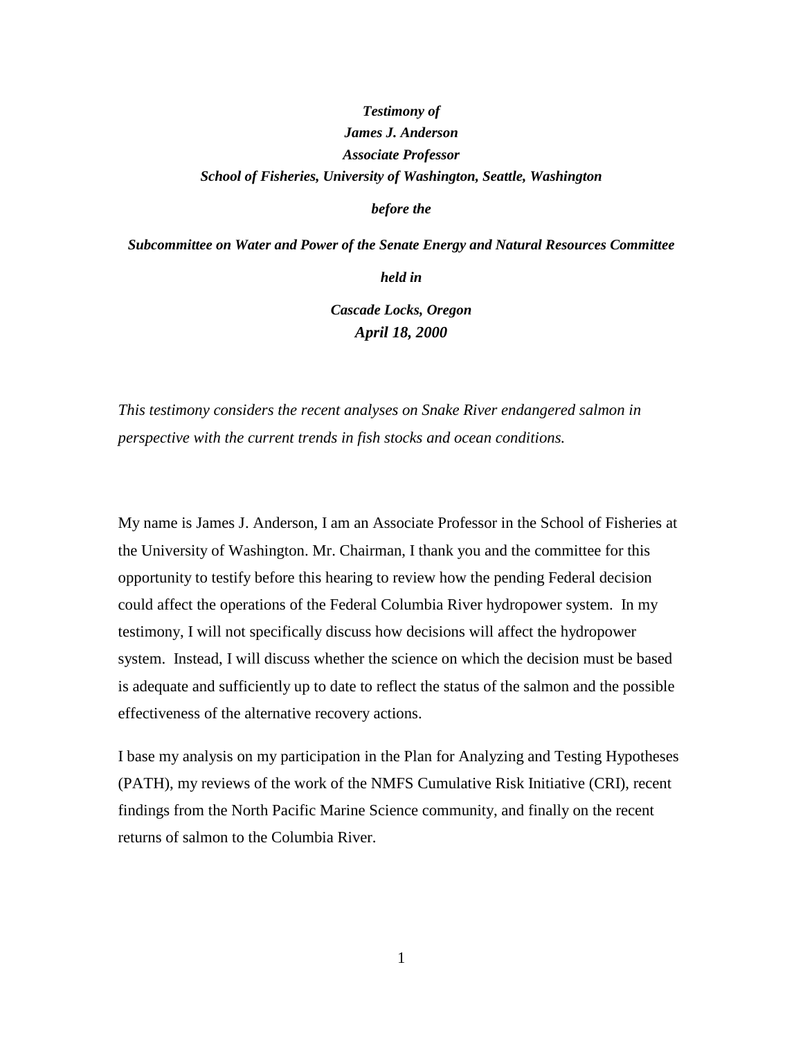***Testimony of***
***James J. Anderson***
***Associate Professor***
***School of Fisheries, University of Washington, Seattle, Washington***

***before the***

***Subcommittee on Water and Power of the Senate Energy and Natural Resources Committee***

***held in***

***Cascade Locks, Oregon***
***April 18, 2000***

*This testimony considers the recent analyses on Snake River endangered salmon in perspective with the current trends in fish stocks and ocean conditions.*

My name is James J. Anderson, I am an Associate Professor in the School of Fisheries at the University of Washington. Mr. Chairman, I thank you and the committee for this opportunity to testify before this hearing to review how the pending Federal decision could affect the operations of the Federal Columbia River hydropower system. In my testimony, I will not specifically discuss how decisions will affect the hydropower system. Instead, I will discuss whether the science on which the decision must be based is adequate and sufficiently up to date to reflect the status of the salmon and the possible effectiveness of the alternative recovery actions.

I base my analysis on my participation in the Plan for Analyzing and Testing Hypotheses (PATH), my reviews of the work of the NMFS Cumulative Risk Initiative (CRI), recent findings from the North Pacific Marine Science community, and finally on the recent returns of salmon to the Columbia River.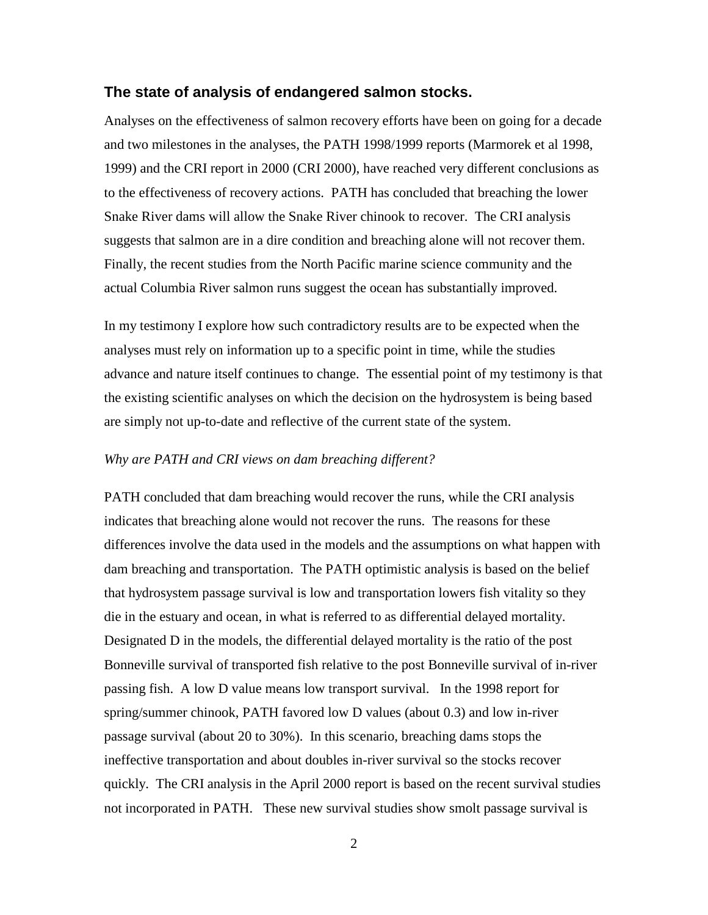## The state of analysis of endangered salmon stocks.

Analyses on the effectiveness of salmon recovery efforts have been on going for a decade and two milestones in the analyses, the PATH 1998/1999 reports (Marmorek et al 1998, 1999) and the CRI report in 2000 (CRI 2000), have reached very different conclusions as to the effectiveness of recovery actions. PATH has concluded that breaching the lower Snake River dams will allow the Snake River chinook to recover. The CRI analysis suggests that salmon are in a dire condition and breaching alone will not recover them. Finally, the recent studies from the North Pacific marine science community and the actual Columbia River salmon runs suggest the ocean has substantially improved.

In my testimony I explore how such contradictory results are to be expected when the analyses must rely on information up to a specific point in time, while the studies advance and nature itself continues to change. The essential point of my testimony is that the existing scientific analyses on which the decision on the hydrosystem is being based are simply not up-to-date and reflective of the current state of the system.

*Why are PATH and CRI views on dam breaching different?*

PATH concluded that dam breaching would recover the runs, while the CRI analysis indicates that breaching alone would not recover the runs. The reasons for these differences involve the data used in the models and the assumptions on what happen with dam breaching and transportation. The PATH optimistic analysis is based on the belief that hydrosystem passage survival is low and transportation lowers fish vitality so they die in the estuary and ocean, in what is referred to as differential delayed mortality. Designated D in the models, the differential delayed mortality is the ratio of the post Bonneville survival of transported fish relative to the post Bonneville survival of in-river passing fish. A low D value means low transport survival. In the 1998 report for spring/summer chinook, PATH favored low D values (about 0.3) and low in-river passage survival (about 20 to 30%). In this scenario, breaching dams stops the ineffective transportation and about doubles in-river survival so the stocks recover quickly. The CRI analysis in the April 2000 report is based on the recent survival studies not incorporated in PATH. These new survival studies show smolt passage survival is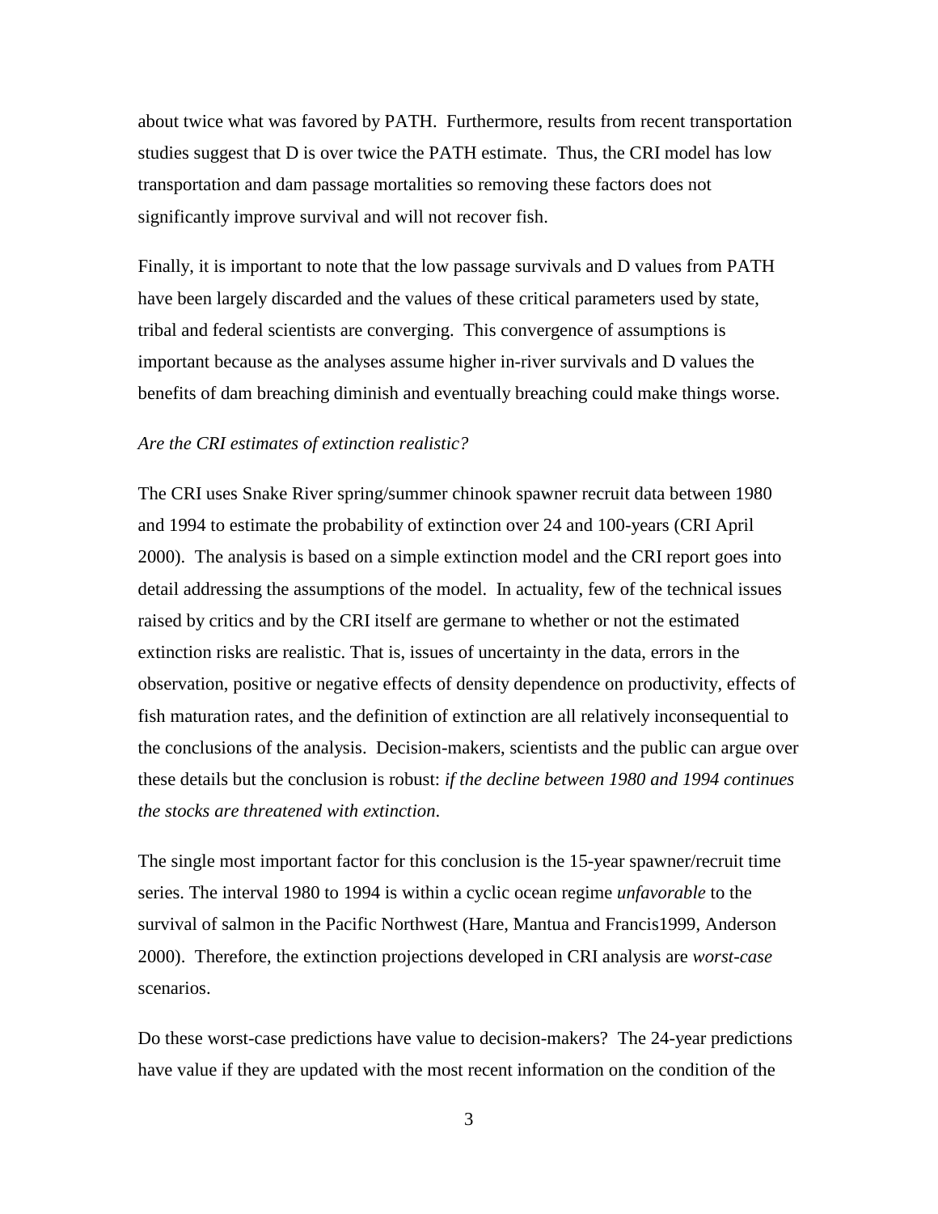about twice what was favored by PATH. Furthermore, results from recent transportation studies suggest that D is over twice the PATH estimate. Thus, the CRI model has low transportation and dam passage mortalities so removing these factors does not significantly improve survival and will not recover fish.

Finally, it is important to note that the low passage survivals and D values from PATH have been largely discarded and the values of these critical parameters used by state, tribal and federal scientists are converging. This convergence of assumptions is important because as the analyses assume higher in-river survivals and D values the benefits of dam breaching diminish and eventually breaching could make things worse.

*Are the CRI estimates of extinction realistic?*

The CRI uses Snake River spring/summer chinook spawner recruit data between 1980 and 1994 to estimate the probability of extinction over 24 and 100-years (CRI April 2000). The analysis is based on a simple extinction model and the CRI report goes into detail addressing the assumptions of the model. In actuality, few of the technical issues raised by critics and by the CRI itself are germane to whether or not the estimated extinction risks are realistic. That is, issues of uncertainty in the data, errors in the observation, positive or negative effects of density dependence on productivity, effects of fish maturation rates, and the definition of extinction are all relatively inconsequential to the conclusions of the analysis. Decision-makers, scientists and the public can argue over these details but the conclusion is robust: *if the decline between 1980 and 1994 continues the stocks are threatened with extinction*.

The single most important factor for this conclusion is the 15-year spawner/recruit time series. The interval 1980 to 1994 is within a cyclic ocean regime *unfavorable* to the survival of salmon in the Pacific Northwest (Hare, Mantua and Francis1999, Anderson 2000). Therefore, the extinction projections developed in CRI analysis are *worst-case* scenarios.

Do these worst-case predictions have value to decision-makers? The 24-year predictions have value if they are updated with the most recent information on the condition of the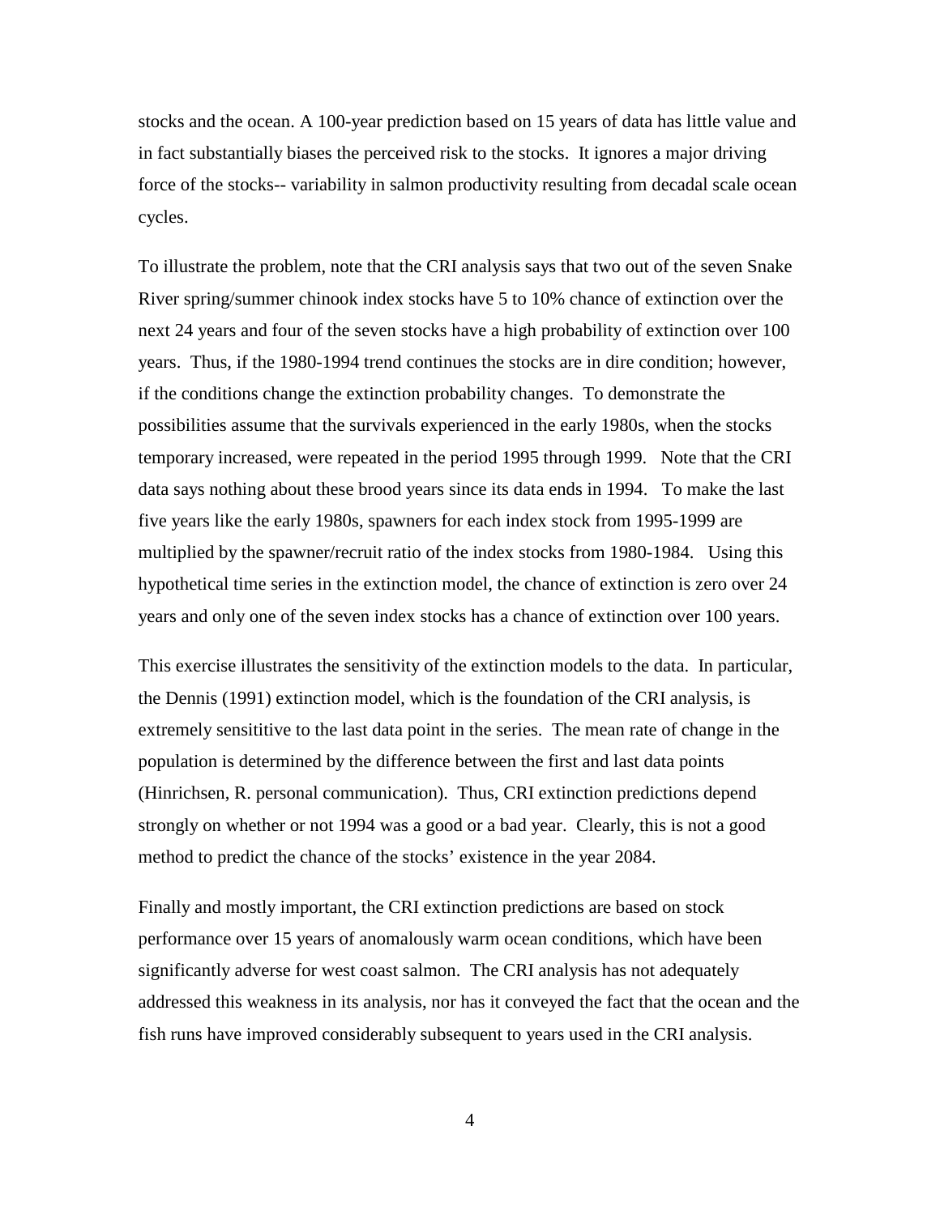stocks and the ocean. A 100-year prediction based on 15 years of data has little value and in fact substantially biases the perceived risk to the stocks. It ignores a major driving force of the stocks-- variability in salmon productivity resulting from decadal scale ocean cycles.

To illustrate the problem, note that the CRI analysis says that two out of the seven Snake River spring/summer chinook index stocks have 5 to 10% chance of extinction over the next 24 years and four of the seven stocks have a high probability of extinction over 100 years. Thus, if the 1980-1994 trend continues the stocks are in dire condition; however, if the conditions change the extinction probability changes. To demonstrate the possibilities assume that the survivals experienced in the early 1980s, when the stocks temporary increased, were repeated in the period 1995 through 1999. Note that the CRI data says nothing about these brood years since its data ends in 1994. To make the last five years like the early 1980s, spawners for each index stock from 1995-1999 are multiplied by the spawner/recruit ratio of the index stocks from 1980-1984. Using this hypothetical time series in the extinction model, the chance of extinction is zero over 24 years and only one of the seven index stocks has a chance of extinction over 100 years.

This exercise illustrates the sensitivity of the extinction models to the data. In particular, the Dennis (1991) extinction model, which is the foundation of the CRI analysis, is extremely sensititive to the last data point in the series. The mean rate of change in the population is determined by the difference between the first and last data points (Hinrichsen, R. personal communication). Thus, CRI extinction predictions depend strongly on whether or not 1994 was a good or a bad year. Clearly, this is not a good method to predict the chance of the stocks' existence in the year 2084.

Finally and mostly important, the CRI extinction predictions are based on stock performance over 15 years of anomalously warm ocean conditions, which have been significantly adverse for west coast salmon. The CRI analysis has not adequately addressed this weakness in its analysis, nor has it conveyed the fact that the ocean and the fish runs have improved considerably subsequent to years used in the CRI analysis.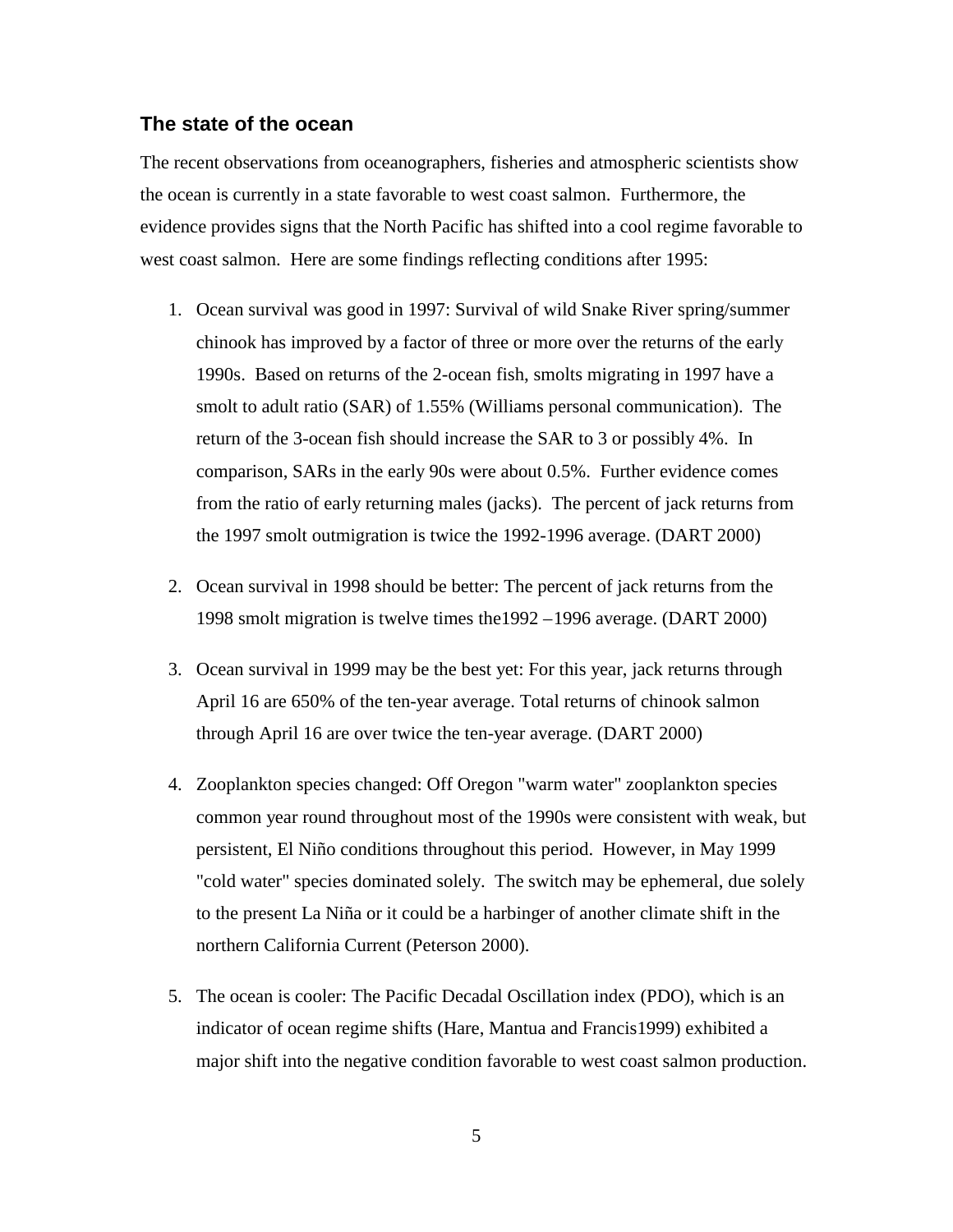## The state of the ocean

The recent observations from oceanographers, fisheries and atmospheric scientists show the ocean is currently in a state favorable to west coast salmon. Furthermore, the evidence provides signs that the North Pacific has shifted into a cool regime favorable to west coast salmon. Here are some findings reflecting conditions after 1995:

1. Ocean survival was good in 1997: Survival of wild Snake River spring/summer chinook has improved by a factor of three or more over the returns of the early 1990s. Based on returns of the 2-ocean fish, smolts migrating in 1997 have a smolt to adult ratio (SAR) of 1.55% (Williams personal communication). The return of the 3-ocean fish should increase the SAR to 3 or possibly 4%. In comparison, SARs in the early 90s were about 0.5%. Further evidence comes from the ratio of early returning males (jacks). The percent of jack returns from the 1997 smolt outmigration is twice the 1992-1996 average. (DART 2000)

2. Ocean survival in 1998 should be better: The percent of jack returns from the 1998 smolt migration is twelve times the1992 –1996 average. (DART 2000)

3. Ocean survival in 1999 may be the best yet: For this year, jack returns through April 16 are 650% of the ten-year average. Total returns of chinook salmon through April 16 are over twice the ten-year average. (DART 2000)

4. Zooplankton species changed: Off Oregon "warm water" zooplankton species common year round throughout most of the 1990s were consistent with weak, but persistent, El Niño conditions throughout this period. However, in May 1999 "cold water" species dominated solely. The switch may be ephemeral, due solely to the present La Niña or it could be a harbinger of another climate shift in the northern California Current (Peterson 2000).

5. The ocean is cooler: The Pacific Decadal Oscillation index (PDO), which is an indicator of ocean regime shifts (Hare, Mantua and Francis1999) exhibited a major shift into the negative condition favorable to west coast salmon production.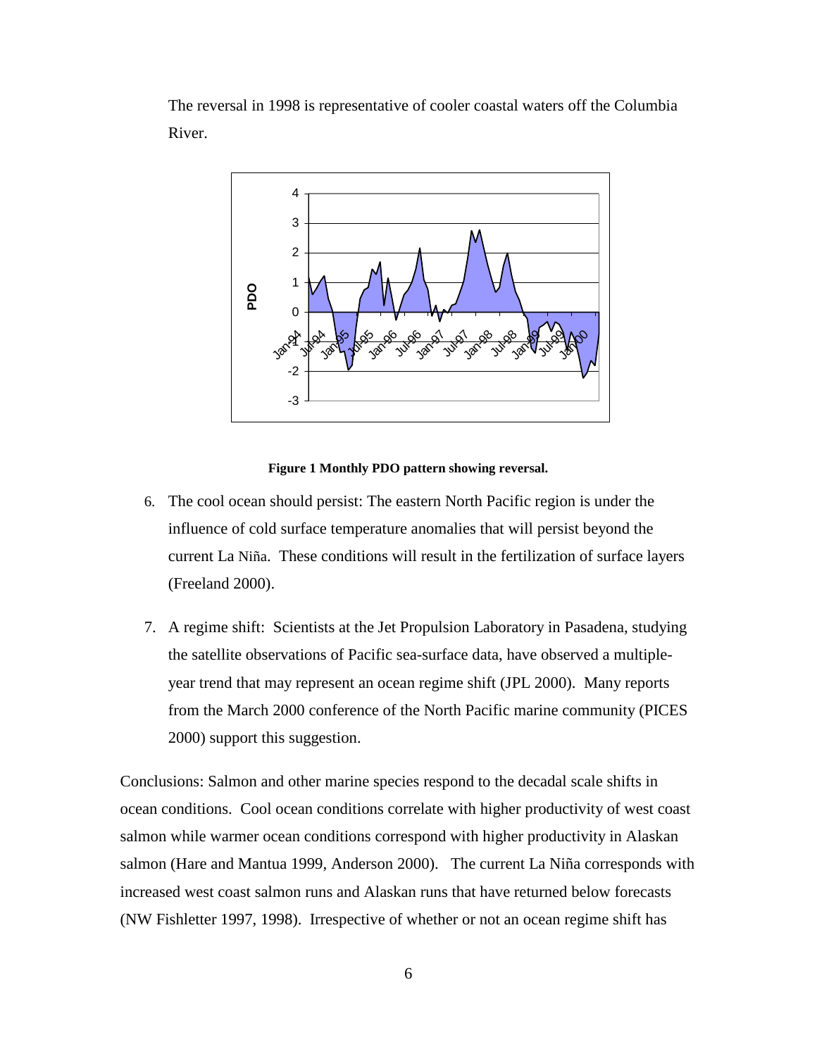The reversal in 1998 is representative of cooler coastal waters off the Columbia River.

**Figure 1 Monthly PDO pattern showing reversal.**

6. The cool ocean should persist: The eastern North Pacific region is under the influence of cold surface temperature anomalies that will persist beyond the current La Niña. These conditions will result in the fertilization of surface layers (Freeland 2000).

7. A regime shift: Scientists at the Jet Propulsion Laboratory in Pasadena, studying the satellite observations of Pacific sea-surface data, have observed a multiple-year trend that may represent an ocean regime shift (JPL 2000). Many reports from the March 2000 conference of the North Pacific marine community (PICES 2000) support this suggestion.

Conclusions: Salmon and other marine species respond to the decadal scale shifts in ocean conditions. Cool ocean conditions correlate with higher productivity of west coast salmon while warmer ocean conditions correspond with higher productivity in Alaskan salmon (Hare and Mantua 1999, Anderson 2000). The current La Niña corresponds with increased west coast salmon runs and Alaskan runs that have returned below forecasts (NW Fishletter 1997, 1998). Irrespective of whether or not an ocean regime shift has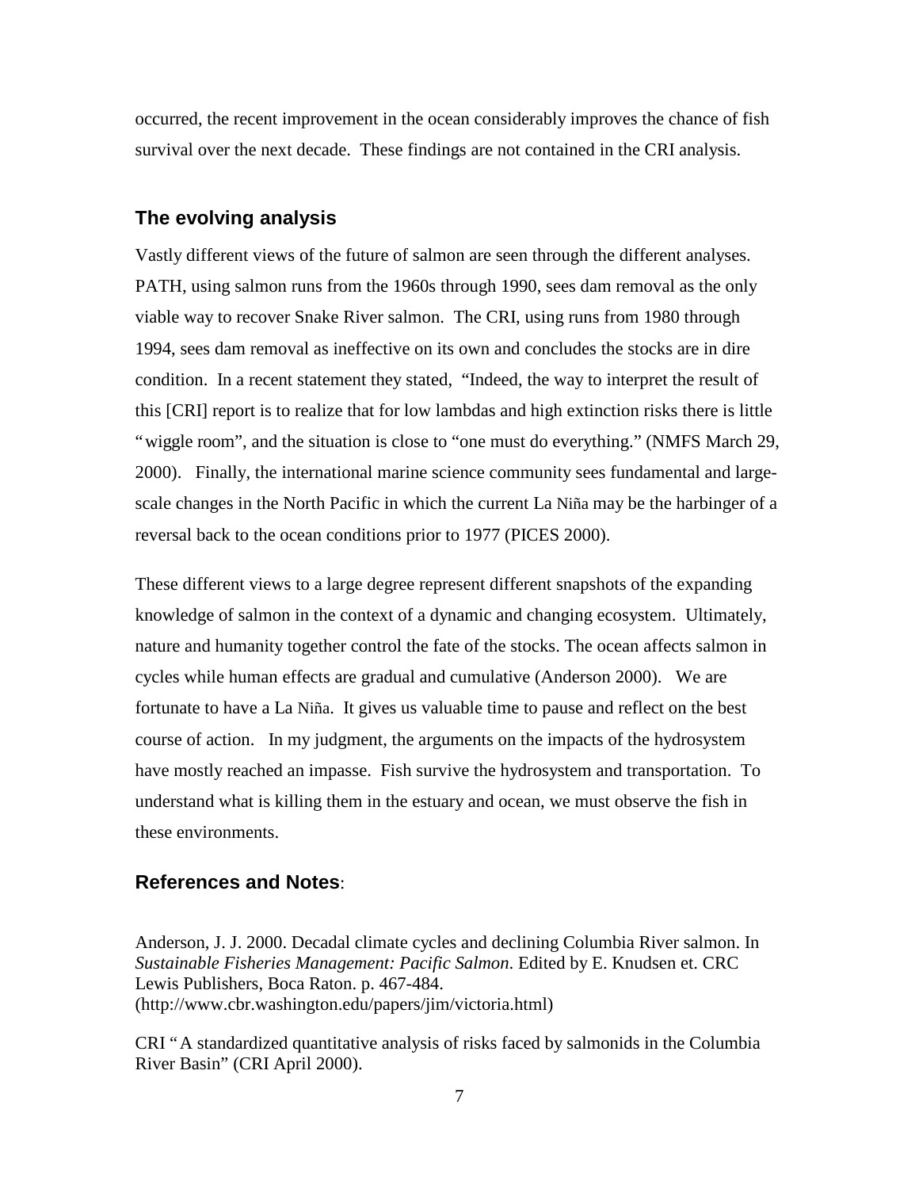occurred, the recent improvement in the ocean considerably improves the chance of fish survival over the next decade. These findings are not contained in the CRI analysis.

## The evolving analysis

Vastly different views of the future of salmon are seen through the different analyses. PATH, using salmon runs from the 1960s through 1990, sees dam removal as the only viable way to recover Snake River salmon. The CRI, using runs from 1980 through 1994, sees dam removal as ineffective on its own and concludes the stocks are in dire condition. In a recent statement they stated, "Indeed, the way to interpret the result of this [CRI] report is to realize that for low lambdas and high extinction risks there is little "wiggle room", and the situation is close to "one must do everything." (NMFS March 29, 2000). Finally, the international marine science community sees fundamental and large-scale changes in the North Pacific in which the current La Niña may be the harbinger of a reversal back to the ocean conditions prior to 1977 (PICES 2000).

These different views to a large degree represent different snapshots of the expanding knowledge of salmon in the context of a dynamic and changing ecosystem. Ultimately, nature and humanity together control the fate of the stocks. The ocean affects salmon in cycles while human effects are gradual and cumulative (Anderson 2000). We are fortunate to have a La Niña. It gives us valuable time to pause and reflect on the best course of action. In my judgment, the arguments on the impacts of the hydrosystem have mostly reached an impasse. Fish survive the hydrosystem and transportation. To understand what is killing them in the estuary and ocean, we must observe the fish in these environments.

## References and Notes:

Anderson, J. J. 2000. Decadal climate cycles and declining Columbia River salmon. In *Sustainable Fisheries Management: Pacific Salmon*. Edited by E. Knudsen et. CRC Lewis Publishers, Boca Raton. p. 467-484. (http://www.cbr.washington.edu/papers/jim/victoria.html)

CRI "A standardized quantitative analysis of risks faced by salmonids in the Columbia River Basin" (CRI April 2000).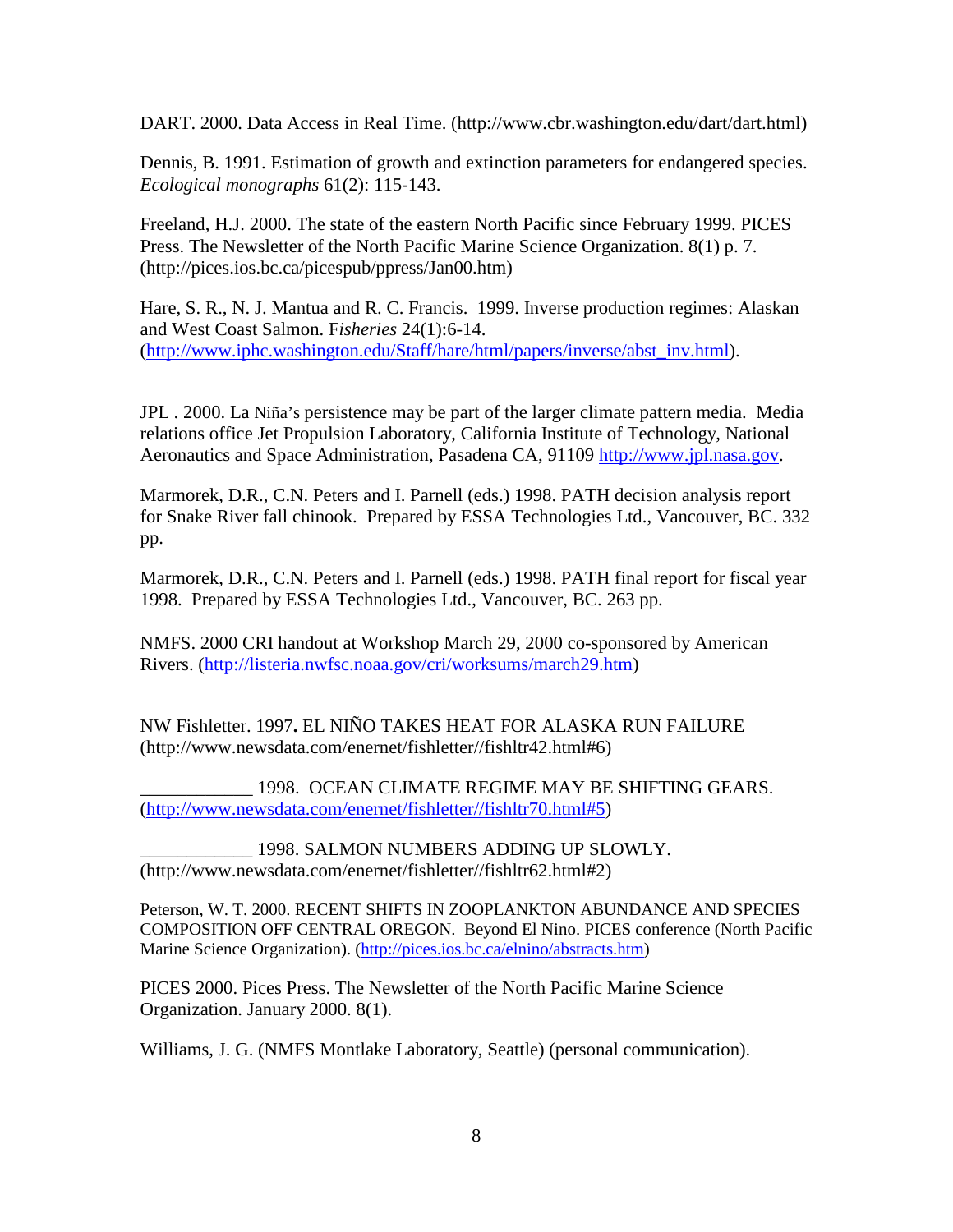DART. 2000. Data Access in Real Time. (http://www.cbr.washington.edu/dart/dart.html)

Dennis, B. 1991. Estimation of growth and extinction parameters for endangered species. *Ecological monographs* 61(2): 115-143.

Freeland, H.J. 2000. The state of the eastern North Pacific since February 1999. PICES Press. The Newsletter of the North Pacific Marine Science Organization. 8(1) p. 7. (http://pices.ios.bc.ca/picespub/ppress/Jan00.htm)

Hare, S. R., N. J. Mantua and R. C. Francis. 1999. Inverse production regimes: Alaskan and West Coast Salmon. F*isheries* 24(1):6-14. (http://www.iphc.washington.edu/Staff/hare/html/papers/inverse/abst_inv.html).

JPL . 2000. La Niña's persistence may be part of the larger climate pattern media. Media relations office Jet Propulsion Laboratory, California Institute of Technology, National Aeronautics and Space Administration, Pasadena CA, 91109 http://www.jpl.nasa.gov.

Marmorek, D.R., C.N. Peters and I. Parnell (eds.) 1998. PATH decision analysis report for Snake River fall chinook. Prepared by ESSA Technologies Ltd., Vancouver, BC. 332 pp.

Marmorek, D.R., C.N. Peters and I. Parnell (eds.) 1998. PATH final report for fiscal year 1998. Prepared by ESSA Technologies Ltd., Vancouver, BC. 263 pp.

NMFS. 2000 CRI handout at Workshop March 29, 2000 co-sponsored by American Rivers. (http://listeria.nwfsc.noaa.gov/cri/worksums/march29.htm)

NW Fishletter. 1997**.** EL NIÑO TAKES HEAT FOR ALASKA RUN FAILURE (http://www.newsdata.com/enernet/fishletter//fishltr42.html#6)

____________ 1998. OCEAN CLIMATE REGIME MAY BE SHIFTING GEARS. (http://www.newsdata.com/enernet/fishletter//fishltr70.html#5)

____________ 1998. SALMON NUMBERS ADDING UP SLOWLY. (http://www.newsdata.com/enernet/fishletter//fishltr62.html#2)

Peterson, W. T. 2000. RECENT SHIFTS IN ZOOPLANKTON ABUNDANCE AND SPECIES COMPOSITION OFF CENTRAL OREGON. Beyond El Nino. PICES conference (North Pacific Marine Science Organization). (http://pices.ios.bc.ca/elnino/abstracts.htm)

PICES 2000. Pices Press. The Newsletter of the North Pacific Marine Science Organization. January 2000. 8(1).

Williams, J. G. (NMFS Montlake Laboratory, Seattle) (personal communication).